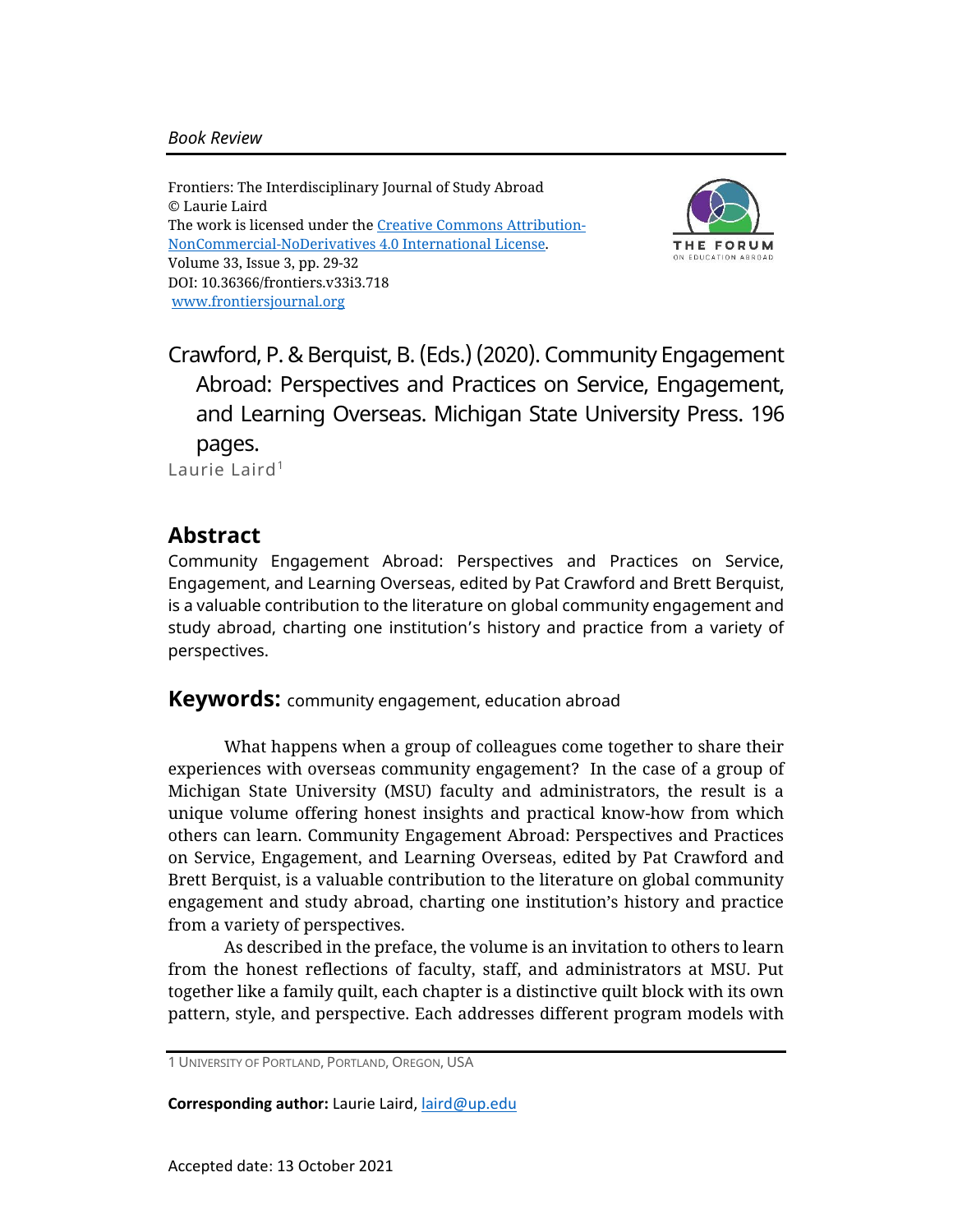*Book Review*

Frontiers: The Interdisciplinary Journal of Study Abroad
© Laurie Laird
The work is licensed under the [Creative Commons Attribution-NonCommercial-NoDerivatives 4.0 International License](https://creativecommons.org/licenses/by-nc-nd/4.0/).
Volume 33, Issue 3, pp. 29-32
DOI: 10.36366/frontiers.v33i3.718
[www.frontiersjournal.org](http://www.frontiersjournal.org)

# Crawford, P. & Berquist, B. (Eds.) (2020). Community Engagement Abroad: Perspectives and Practices on Service, Engagement, and Learning Overseas. Michigan State University Press. 196 pages.

Laurie Laird[1]

## Abstract

Community Engagement Abroad: Perspectives and Practices on Service, Engagement, and Learning Overseas, edited by Pat Crawford and Brett Berquist, is a valuable contribution to the literature on global community engagement and study abroad, charting one institution's history and practice from a variety of perspectives.

**Keywords:** community engagement, education abroad

What happens when a group of colleagues come together to share their experiences with overseas community engagement? In the case of a group of Michigan State University (MSU) faculty and administrators, the result is a unique volume offering honest insights and practical know-how from which others can learn. Community Engagement Abroad: Perspectives and Practices on Service, Engagement, and Learning Overseas, edited by Pat Crawford and Brett Berquist, is a valuable contribution to the literature on global community engagement and study abroad, charting one institution's history and practice from a variety of perspectives.

As described in the preface, the volume is an invitation to others to learn from the honest reflections of faculty, staff, and administrators at MSU. Put together like a family quilt, each chapter is a distinctive quilt block with its own pattern, style, and perspective. Each addresses different program models with

---

1 University of Portland, Portland, Oregon, USA

**Corresponding author:** Laurie Laird, [laird@up.edu](mailto:laird@up.edu)

Accepted date: 13 October 2021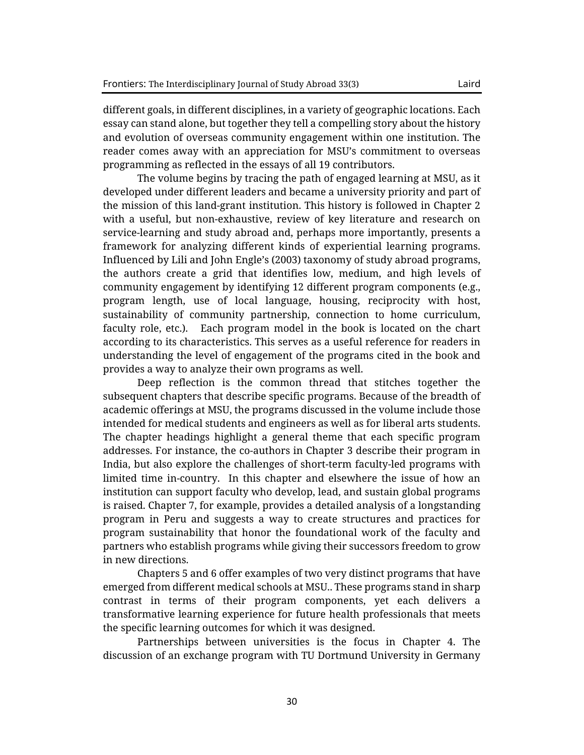different goals, in different disciplines, in a variety of geographic locations. Each essay can stand alone, but together they tell a compelling story about the history and evolution of overseas community engagement within one institution. The reader comes away with an appreciation for MSU's commitment to overseas programming as reflected in the essays of all 19 contributors.

The volume begins by tracing the path of engaged learning at MSU, as it developed under different leaders and became a university priority and part of the mission of this land-grant institution. This history is followed in Chapter 2 with a useful, but non-exhaustive, review of key literature and research on service-learning and study abroad and, perhaps more importantly, presents a framework for analyzing different kinds of experiential learning programs. Influenced by Lili and John Engle's (2003) taxonomy of study abroad programs, the authors create a grid that identifies low, medium, and high levels of community engagement by identifying 12 different program components (e.g., program length, use of local language, housing, reciprocity with host, sustainability of community partnership, connection to home curriculum, faculty role, etc.). Each program model in the book is located on the chart according to its characteristics. This serves as a useful reference for readers in understanding the level of engagement of the programs cited in the book and provides a way to analyze their own programs as well.

Deep reflection is the common thread that stitches together the subsequent chapters that describe specific programs. Because of the breadth of academic offerings at MSU, the programs discussed in the volume include those intended for medical students and engineers as well as for liberal arts students. The chapter headings highlight a general theme that each specific program addresses. For instance, the co-authors in Chapter 3 describe their program in India, but also explore the challenges of short-term faculty-led programs with limited time in-country. In this chapter and elsewhere the issue of how an institution can support faculty who develop, lead, and sustain global programs is raised. Chapter 7, for example, provides a detailed analysis of a longstanding program in Peru and suggests a way to create structures and practices for program sustainability that honor the foundational work of the faculty and partners who establish programs while giving their successors freedom to grow in new directions.

Chapters 5 and 6 offer examples of two very distinct programs that have emerged from different medical schools at MSU.. These programs stand in sharp contrast in terms of their program components, yet each delivers a transformative learning experience for future health professionals that meets the specific learning outcomes for which it was designed.

Partnerships between universities is the focus in Chapter 4. The discussion of an exchange program with TU Dortmund University in Germany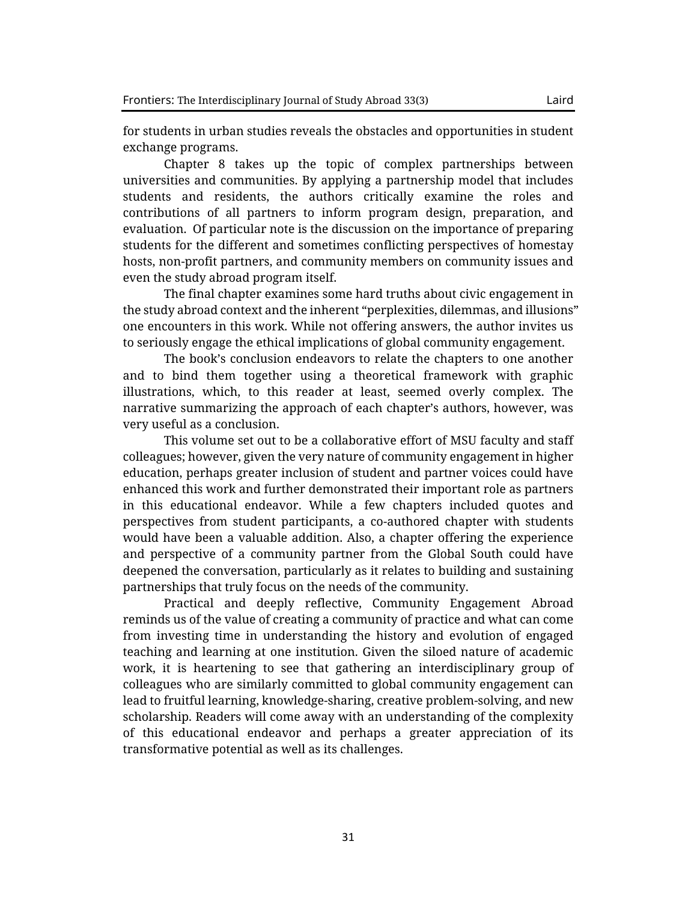for students in urban studies reveals the obstacles and opportunities in student exchange programs.

Chapter 8 takes up the topic of complex partnerships between universities and communities. By applying a partnership model that includes students and residents, the authors critically examine the roles and contributions of all partners to inform program design, preparation, and evaluation. Of particular note is the discussion on the importance of preparing students for the different and sometimes conflicting perspectives of homestay hosts, non-profit partners, and community members on community issues and even the study abroad program itself.

The final chapter examines some hard truths about civic engagement in the study abroad context and the inherent "perplexities, dilemmas, and illusions" one encounters in this work. While not offering answers, the author invites us to seriously engage the ethical implications of global community engagement.

The book's conclusion endeavors to relate the chapters to one another and to bind them together using a theoretical framework with graphic illustrations, which, to this reader at least, seemed overly complex. The narrative summarizing the approach of each chapter's authors, however, was very useful as a conclusion.

This volume set out to be a collaborative effort of MSU faculty and staff colleagues; however, given the very nature of community engagement in higher education, perhaps greater inclusion of student and partner voices could have enhanced this work and further demonstrated their important role as partners in this educational endeavor. While a few chapters included quotes and perspectives from student participants, a co-authored chapter with students would have been a valuable addition. Also, a chapter offering the experience and perspective of a community partner from the Global South could have deepened the conversation, particularly as it relates to building and sustaining partnerships that truly focus on the needs of the community.

Practical and deeply reflective, Community Engagement Abroad reminds us of the value of creating a community of practice and what can come from investing time in understanding the history and evolution of engaged teaching and learning at one institution. Given the siloed nature of academic work, it is heartening to see that gathering an interdisciplinary group of colleagues who are similarly committed to global community engagement can lead to fruitful learning, knowledge-sharing, creative problem-solving, and new scholarship. Readers will come away with an understanding of the complexity of this educational endeavor and perhaps a greater appreciation of its transformative potential as well as its challenges.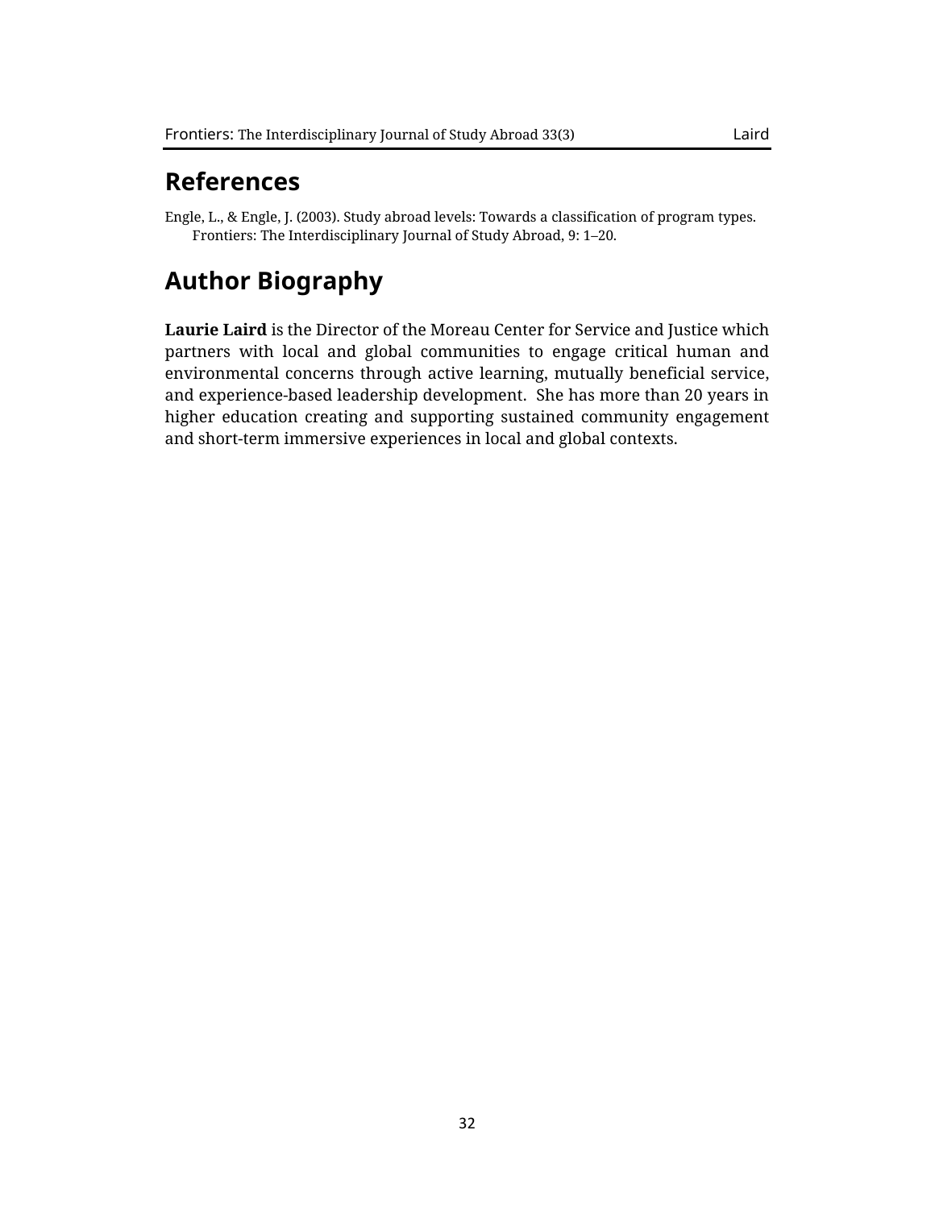## References

Engle, L., & Engle, J. (2003). Study abroad levels: Towards a classification of program types. Frontiers: The Interdisciplinary Journal of Study Abroad, 9: 1–20.

## Author Biography

**Laurie Laird** is the Director of the Moreau Center for Service and Justice which partners with local and global communities to engage critical human and environmental concerns through active learning, mutually beneficial service, and experience-based leadership development. She has more than 20 years in higher education creating and supporting sustained community engagement and short-term immersive experiences in local and global contexts.